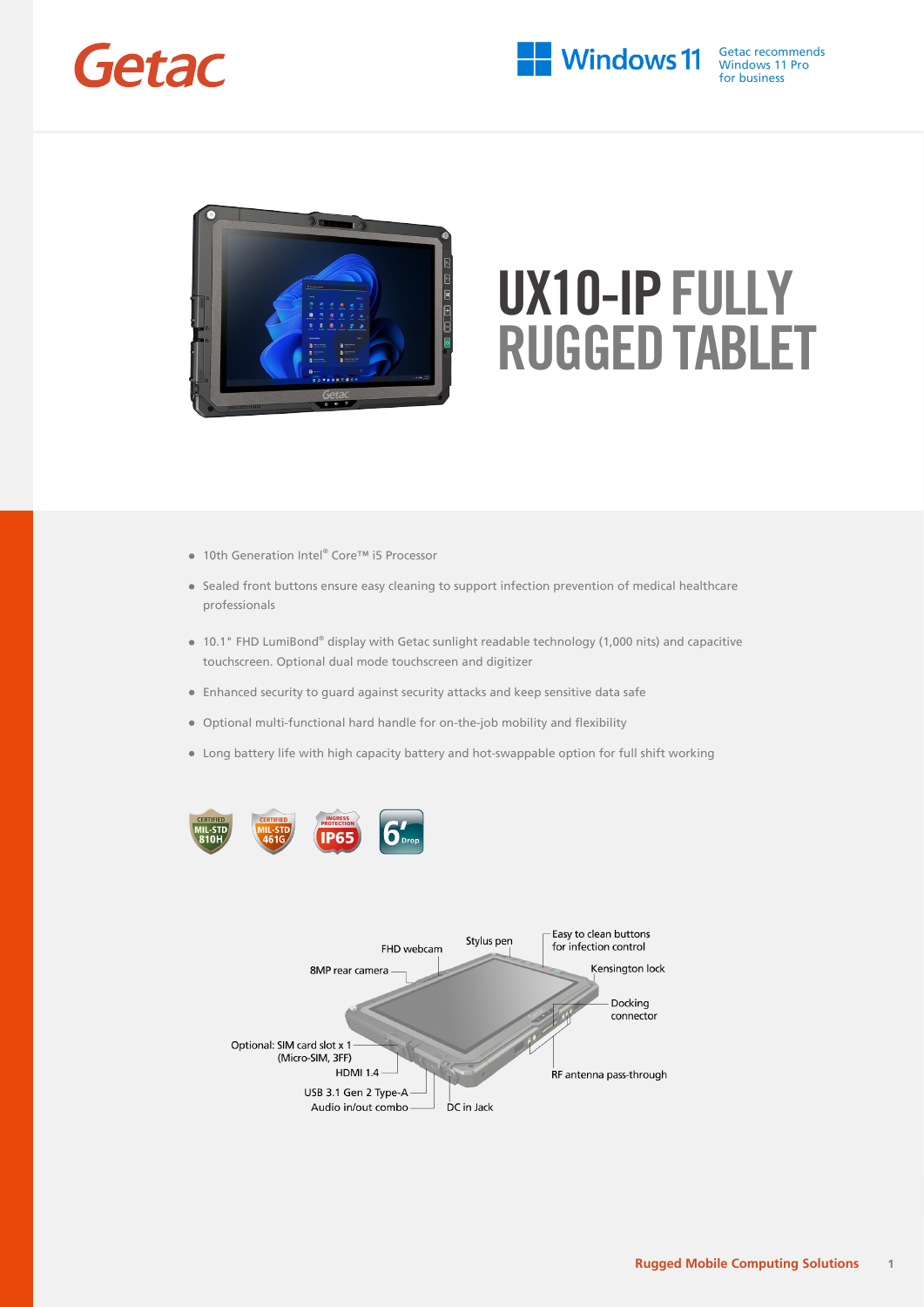Getac

Windows 11 — Getac recommends Windows 11 Pro for business

# UX10-IP FULLY RUGGED TABLET

- 10th Generation Intel® Core™ i5 Processor
- Sealed front buttons ensure easy cleaning to support infection prevention of medical healthcare professionals
- 10.1" FHD LumiBond® display with Getac sunlight readable technology (1,000 nits) and capacitive touchscreen. Optional dual mode touchscreen and digitizer
- Enhanced security to guard against security attacks and keep sensitive data safe
- Optional multi-functional hard handle for on-the-job mobility and flexibility
- Long battery life with high capacity battery and hot-swappable option for full shift working

CERTIFIED MIL-STD 810H | CERTIFIED MIL-STD 461G | INGRESS PROTECTION IP65 | 6' Drop

FHD webcam
Stylus pen
Easy to clean buttons for infection control
8MP rear camera
Kensington lock
Docking connector
Optional: SIM card slot x 1 (Micro-SIM, 3FF)
HDMI 1.4
USB 3.1 Gen 2 Type-A
Audio in/out combo
DC in Jack
RF antenna pass-through

Rugged Mobile Computing Solutions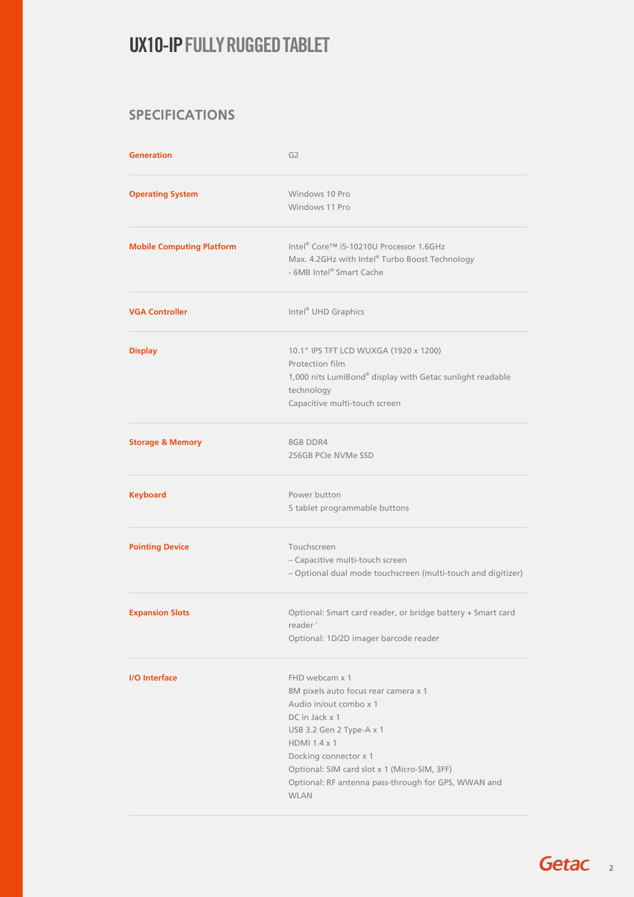# UX10-IP FULLY RUGGED TABLET

## SPECIFICATIONS

| | |
|---|---|
| **Generation** | G2 |
| **Operating System** | Windows 10 Pro<br>Windows 11 Pro |
| **Mobile Computing Platform** | Intel® Core™ i5-10210U Processor 1.6GHz<br>Max. 4.2GHz with Intel® Turbo Boost Technology<br>- 6MB Intel® Smart Cache |
| **VGA Controller** | Intel® UHD Graphics |
| **Display** | 10.1" IPS TFT LCD WUXGA (1920 x 1200)<br>Protection film<br>1,000 nits LumiBond® display with Getac sunlight readable technology<br>Capacitive multi-touch screen |
| **Storage & Memory** | 8GB DDR4<br>256GB PCIe NVMe SSD |
| **Keyboard** | Power button<br>5 tablet programmable buttons |
| **Pointing Device** | Touchscreen<br>– Capacitive multi-touch screen<br>– Optional dual mode touchscreen (multi-touch and digitizer) |
| **Expansion Slots** | Optional: Smart card reader, or bridge battery + Smart card reader [i]<br>Optional: 1D/2D imager barcode reader |
| **I/O Interface** | FHD webcam x 1<br>8M pixels auto focus rear camera x 1<br>Audio in/out combo x 1<br>DC in Jack x 1<br>USB 3.2 Gen 2 Type-A x 1<br>HDMI 1.4 x 1<br>Docking connector x 1<br>Optional: SIM card slot x 1 (Micro-SIM, 3FF)<br>Optional: RF antenna pass-through for GPS, WWAN and WLAN |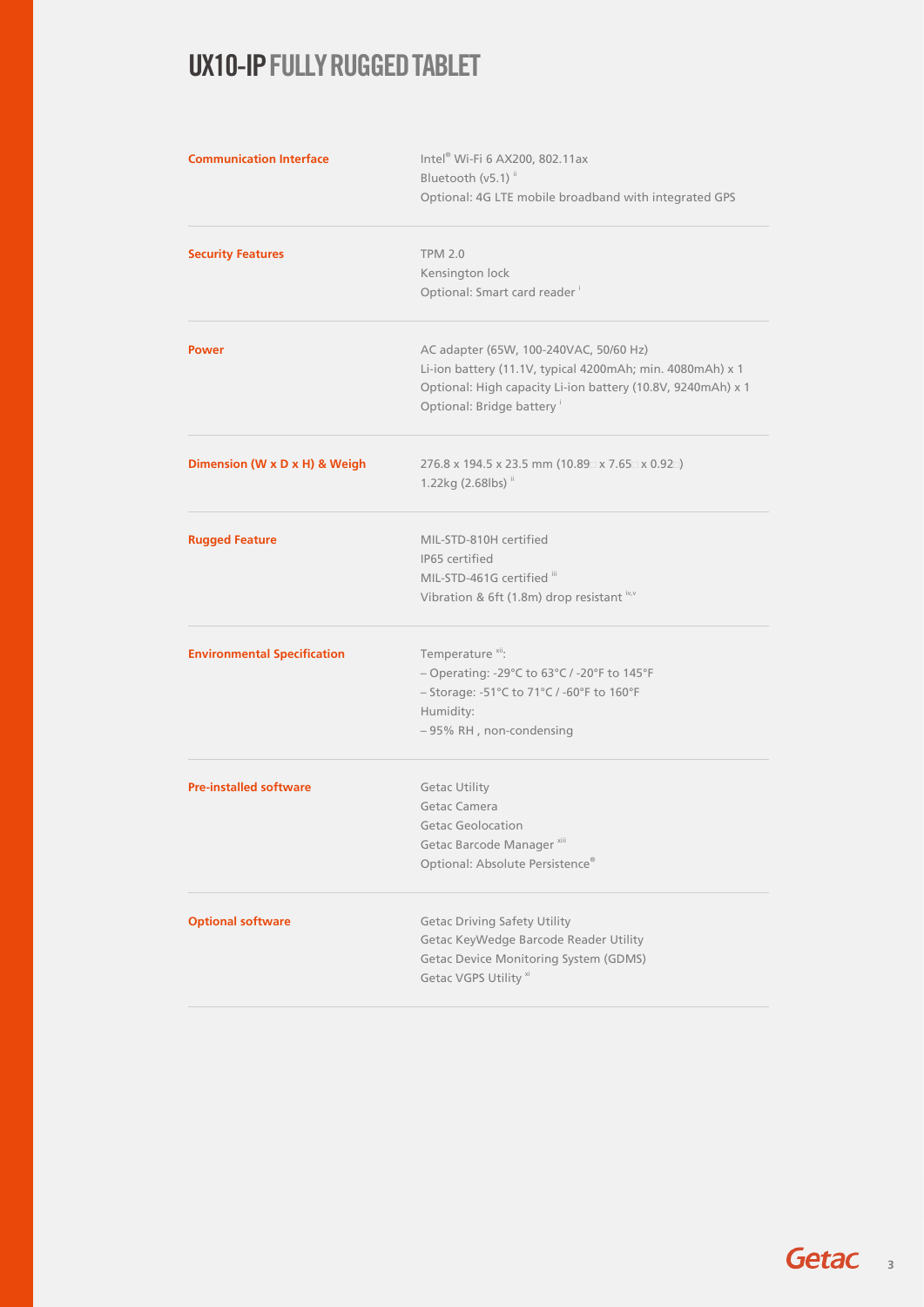# UX10-IP FULLY RUGGED TABLET

| | |
|---|---|
| **Communication Interface** | Intel® Wi-Fi 6 AX200, 802.11ax<br>Bluetooth (v5.1) [ii]<br>Optional: 4G LTE mobile broadband with integrated GPS |
| **Security Features** | TPM 2.0<br>Kensington lock<br>Optional: Smart card reader [i] |
| **Power** | AC adapter (65W, 100-240VAC, 50/60 Hz)<br>Li-ion battery (11.1V, typical 4200mAh; min. 4080mAh) x 1<br>Optional: High capacity Li-ion battery (10.8V, 9240mAh) x 1<br>Optional: Bridge battery [i] |
| **Dimension (W x D x H) & Weigh** | 276.8 x 194.5 x 23.5 mm (10.89" x 7.65" x 0.92")<br>1.22kg (2.68lbs) [ii] |
| **Rugged Feature** | MIL-STD-810H certified<br>IP65 certified<br>MIL-STD-461G certified [iii]<br>Vibration & 6ft (1.8m) drop resistant [iv,v] |
| **Environmental Specification** | Temperature [xii]:<br>– Operating: -29°C to 63°C / -20°F to 145°F<br>– Storage: -51°C to 71°C / -60°F to 160°F<br>Humidity:<br>– 95% RH , non-condensing |
| **Pre-installed software** | Getac Utility<br>Getac Camera<br>Getac Geolocation<br>Getac Barcode Manager [xiii]<br>Optional: Absolute Persistence® |
| **Optional software** | Getac Driving Safety Utility<br>Getac KeyWedge Barcode Reader Utility<br>Getac Device Monitoring System (GDMS)<br>Getac VGPS Utility [xi] |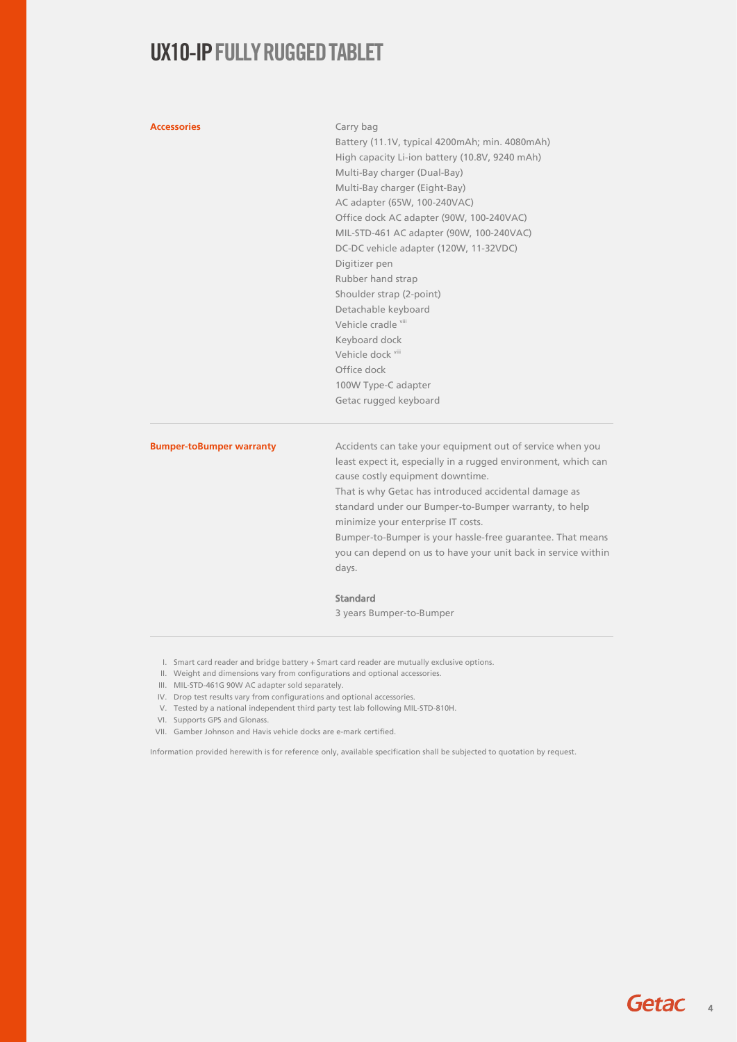# UX10-IP FULLY RUGGED TABLET

| | |
|---|---|
| **Accessories** | Carry bag<br>Battery (11.1V, typical 4200mAh; min. 4080mAh)<br>High capacity Li-ion battery (10.8V, 9240 mAh)<br>Multi-Bay charger (Dual-Bay)<br>Multi-Bay charger (Eight-Bay)<br>AC adapter (65W, 100-240VAC)<br>Office dock AC adapter (90W, 100-240VAC)<br>MIL-STD-461 AC adapter (90W, 100-240VAC)<br>DC-DC vehicle adapter (120W, 11-32VDC)<br>Digitizer pen<br>Rubber hand strap<br>Shoulder strap (2-point)<br>Detachable keyboard<br>Vehicle cradle [viii]<br>Keyboard dock<br>Vehicle dock [viii]<br>Office dock<br>100W Type-C adapter<br>Getac rugged keyboard |
| **Bumper-toBumper warranty** | Accidents can take your equipment out of service when you least expect it, especially in a rugged environment, which can cause costly equipment downtime.<br>That is why Getac has introduced accidental damage as standard under our Bumper-to-Bumper warranty, to help minimize your enterprise IT costs.<br>Bumper-to-Bumper is your hassle-free guarantee. That means you can depend on us to have your unit back in service within days.<br><br>**Standard**<br>3 years Bumper-to-Bumper |

I. Smart card reader and bridge battery + Smart card reader are mutually exclusive options.
II. Weight and dimensions vary from configurations and optional accessories.
III. MIL-STD-461G 90W AC adapter sold separately.
IV. Drop test results vary from configurations and optional accessories.
V. Tested by a national independent third party test lab following MIL-STD-810H.
VI. Supports GPS and Glonass.
VII. Gamber Johnson and Havis vehicle docks are e-mark certified.

Information provided herewith is for reference only, available specification shall be subjected to quotation by request.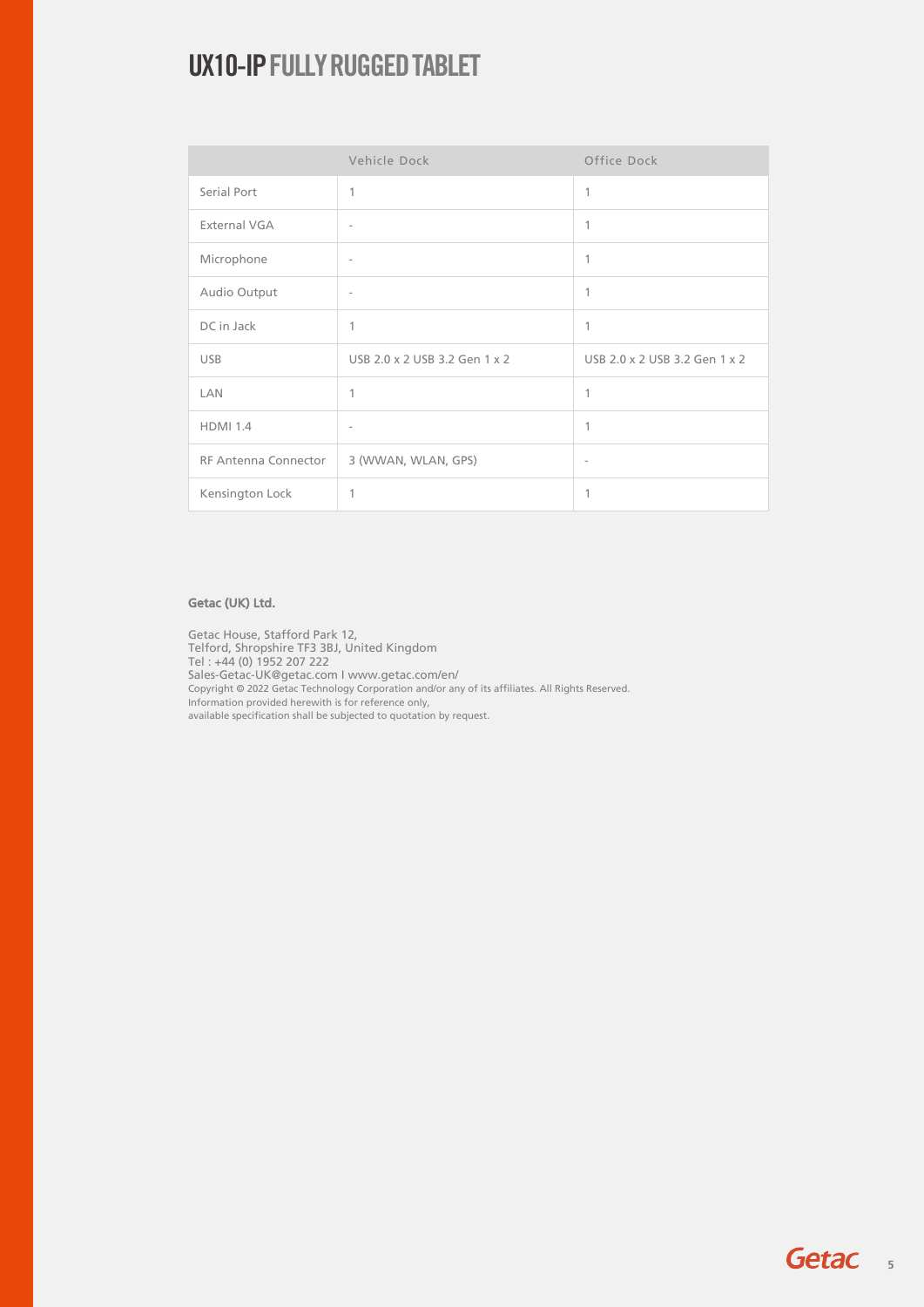# UX10-IP FULLY RUGGED TABLET

| | Vehicle Dock | Office Dock |
|---|---|---|
| Serial Port | 1 | 1 |
| External VGA | - | 1 |
| Microphone | - | 1 |
| Audio Output | - | 1 |
| DC in Jack | 1 | 1 |
| USB | USB 2.0 x 2 USB 3.2 Gen 1 x 2 | USB 2.0 x 2 USB 3.2 Gen 1 x 2 |
| LAN | 1 | 1 |
| HDMI 1.4 | - | 1 |
| RF Antenna Connector | 3 (WWAN, WLAN, GPS) | - |
| Kensington Lock | 1 | 1 |

**Getac (UK) Ltd.**

Getac House, Stafford Park 12,
Telford, Shropshire TF3 3BJ, United Kingdom
Tel : +44 (0) 1952 207 222
Sales-Getac-UK@getac.com I www.getac.com/en/
Copyright © 2022 Getac Technology Corporation and/or any of its affiliates. All Rights Reserved.
Information provided herewith is for reference only,
available specification shall be subjected to quotation by request.